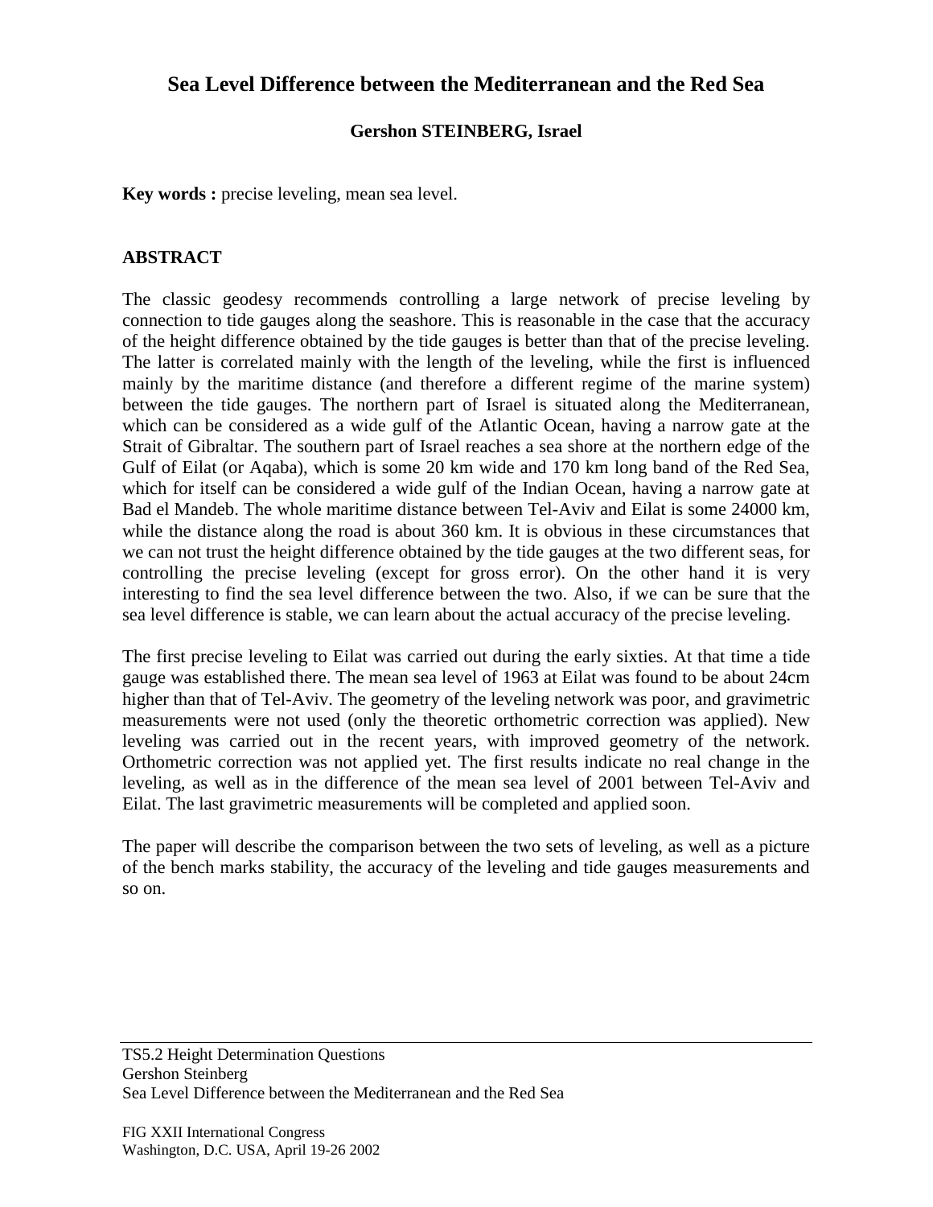# Sea Level Difference between the Mediterranean and the Red Sea

**Gershon STEINBERG, Israel**

**Key words :** precise leveling, mean sea level.

## ABSTRACT

The classic geodesy recommends controlling a large network of precise leveling by connection to tide gauges along the seashore. This is reasonable in the case that the accuracy of the height difference obtained by the tide gauges is better than that of the precise leveling. The latter is correlated mainly with the length of the leveling, while the first is influenced mainly by the maritime distance (and therefore a different regime of the marine system) between the tide gauges. The northern part of Israel is situated along the Mediterranean, which can be considered as a wide gulf of the Atlantic Ocean, having a narrow gate at the Strait of Gibraltar. The southern part of Israel reaches a sea shore at the northern edge of the Gulf of Eilat (or Aqaba), which is some 20 km wide and 170 km long band of the Red Sea, which for itself can be considered a wide gulf of the Indian Ocean, having a narrow gate at Bad el Mandeb. The whole maritime distance between Tel-Aviv and Eilat is some 24000 km, while the distance along the road is about 360 km. It is obvious in these circumstances that we can not trust the height difference obtained by the tide gauges at the two different seas, for controlling the precise leveling (except for gross error). On the other hand it is very interesting to find the sea level difference between the two. Also, if we can be sure that the sea level difference is stable, we can learn about the actual accuracy of the precise leveling.

The first precise leveling to Eilat was carried out during the early sixties. At that time a tide gauge was established there. The mean sea level of 1963 at Eilat was found to be about 24cm higher than that of Tel-Aviv. The geometry of the leveling network was poor, and gravimetric measurements were not used (only the theoretic orthometric correction was applied). New leveling was carried out in the recent years, with improved geometry of the network. Orthometric correction was not applied yet. The first results indicate no real change in the leveling, as well as in the difference of the mean sea level of 2001 between Tel-Aviv and Eilat. The last gravimetric measurements will be completed and applied soon.

The paper will describe the comparison between the two sets of leveling, as well as a picture of the bench marks stability, the accuracy of the leveling and tide gauges measurements and so on.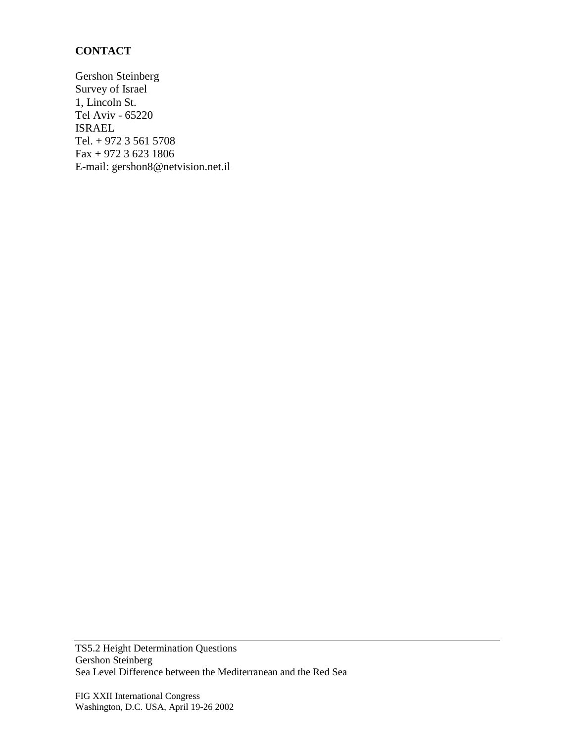**CONTACT**

Gershon Steinberg
Survey of Israel
1, Lincoln St.
Tel Aviv - 65220
ISRAEL
Tel. + 972 3 561 5708
Fax + 972 3 623 1806
E-mail: gershon8@netvision.net.il